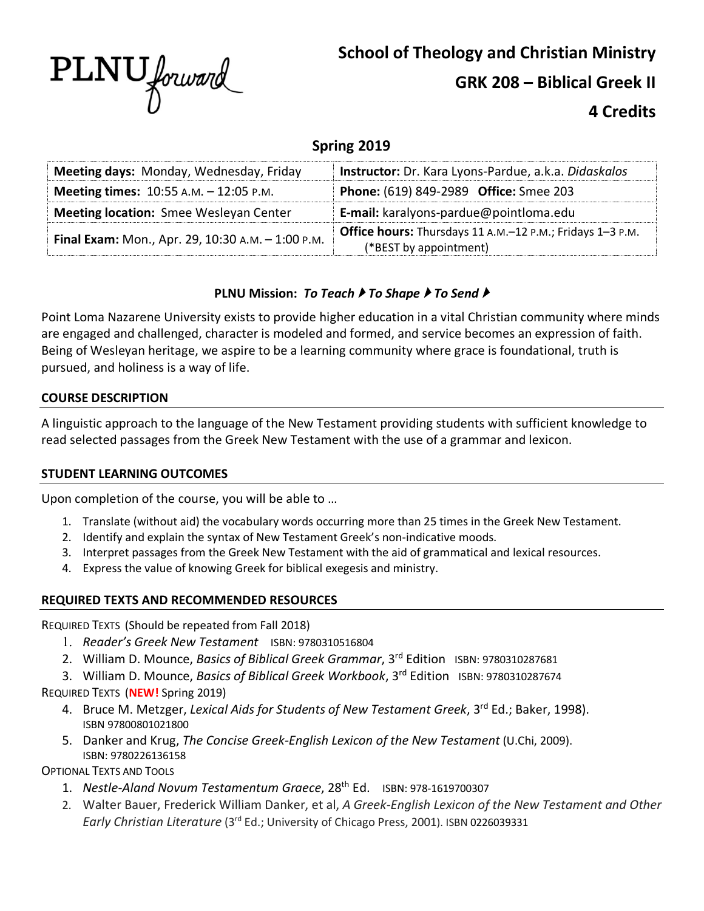PLNU forward

# School of Theology and Christian Ministry

# GRK 208 – Biblical Greek II

# 4 Credits

## Spring 2019

| **Meeting days:** Monday, Wednesday, Friday | **Instructor:** Dr. Kara Lyons-Pardue, a.k.a. *Didaskalos* |
|---|---|
| **Meeting times:** 10:55 A.M. – 12:05 P.M. | **Phone:** (619) 849-2989 **Office:** Smee 203 |
| **Meeting location:** Smee Wesleyan Center | **E-mail:** karalyons-pardue@pointloma.edu |
| **Final Exam:** Mon., Apr. 29, 10:30 A.M. – 1:00 P.M. | **Office hours:** Thursdays 11 A.M.–12 P.M.; Fridays 1–3 P.M. (*BEST by appointment) |

**PLNU Mission:** ***To Teach ▸ To Shape ▸ To Send ▸***

Point Loma Nazarene University exists to provide higher education in a vital Christian community where minds are engaged and challenged, character is modeled and formed, and service becomes an expression of faith. Being of Wesleyan heritage, we aspire to be a learning community where grace is foundational, truth is pursued, and holiness is a way of life.

### COURSE DESCRIPTION

A linguistic approach to the language of the New Testament providing students with sufficient knowledge to read selected passages from the Greek New Testament with the use of a grammar and lexicon.

### STUDENT LEARNING OUTCOMES

Upon completion of the course, you will be able to …

1. Translate (without aid) the vocabulary words occurring more than 25 times in the Greek New Testament.
2. Identify and explain the syntax of New Testament Greek's non-indicative moods.
3. Interpret passages from the Greek New Testament with the aid of grammatical and lexical resources.
4. Express the value of knowing Greek for biblical exegesis and ministry.

### REQUIRED TEXTS AND RECOMMENDED RESOURCES

REQUIRED TEXTS (Should be repeated from Fall 2018)

1. *Reader's Greek New Testament* ISBN: 9780310516804
2. William D. Mounce, *Basics of Biblical Greek Grammar*, 3rd Edition ISBN: 9780310287681
3. William D. Mounce, *Basics of Biblical Greek Workbook*, 3rd Edition ISBN: 9780310287674

REQUIRED TEXTS (**NEW!** Spring 2019)

4. Bruce M. Metzger, *Lexical Aids for Students of New Testament Greek*, 3rd Ed.; Baker, 1998). ISBN 97800801021800
5. Danker and Krug, *The Concise Greek-English Lexicon of the New Testament* (U.Chi, 2009). ISBN: 9780226136158

OPTIONAL TEXTS AND TOOLS

1. *Nestle-Aland Novum Testamentum Graece*, 28th Ed. ISBN: 978-1619700307
2. Walter Bauer, Frederick William Danker, et al, *A Greek-English Lexicon of the New Testament and Other Early Christian Literature* (3rd Ed.; University of Chicago Press, 2001). ISBN 0226039331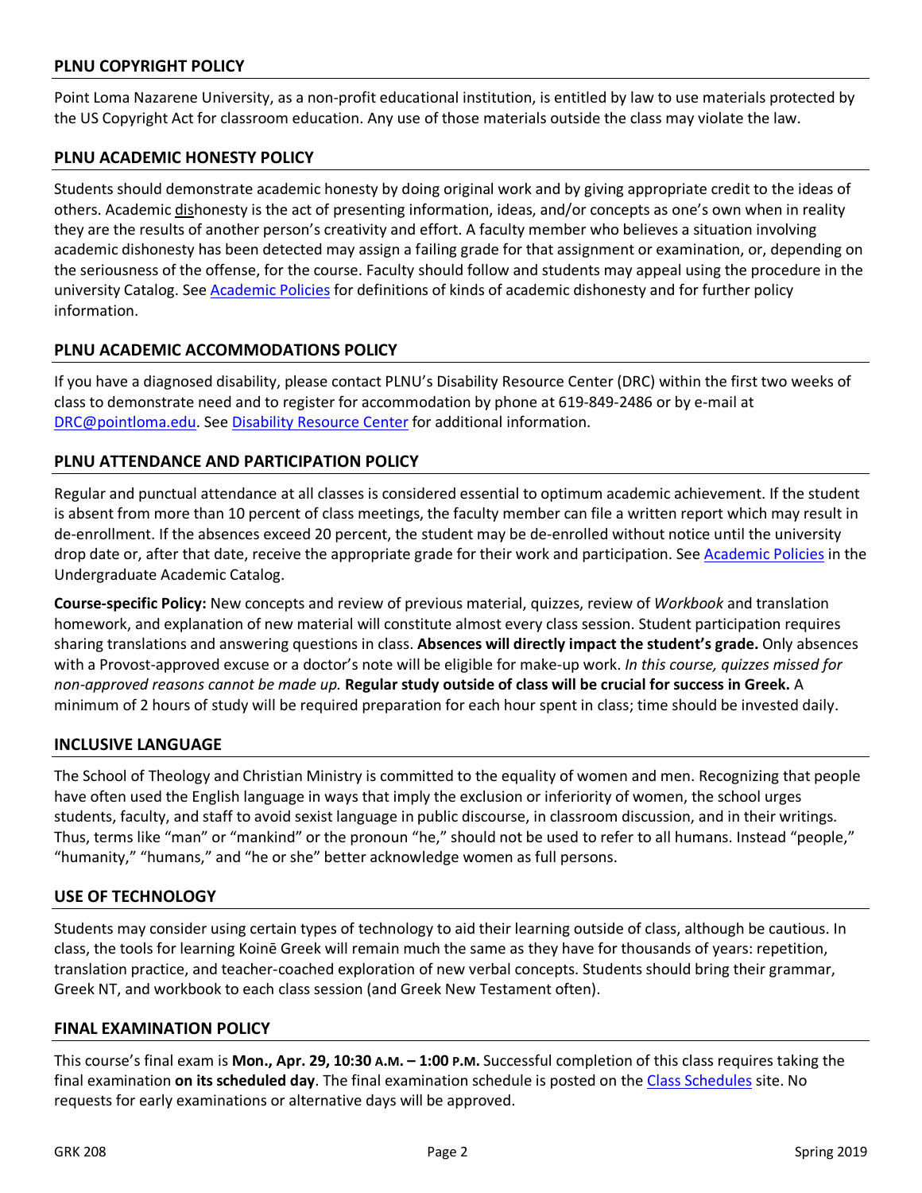## PLNU COPYRIGHT POLICY

Point Loma Nazarene University, as a non-profit educational institution, is entitled by law to use materials protected by the US Copyright Act for classroom education. Any use of those materials outside the class may violate the law.

## PLNU ACADEMIC HONESTY POLICY

Students should demonstrate academic honesty by doing original work and by giving appropriate credit to the ideas of others. Academic dishonesty is the act of presenting information, ideas, and/or concepts as one's own when in reality they are the results of another person's creativity and effort. A faculty member who believes a situation involving academic dishonesty has been detected may assign a failing grade for that assignment or examination, or, depending on the seriousness of the offense, for the course. Faculty should follow and students may appeal using the procedure in the university Catalog. See Academic Policies for definitions of kinds of academic dishonesty and for further policy information.

## PLNU ACADEMIC ACCOMMODATIONS POLICY

If you have a diagnosed disability, please contact PLNU's Disability Resource Center (DRC) within the first two weeks of class to demonstrate need and to register for accommodation by phone at 619-849-2486 or by e-mail at DRC@pointloma.edu. See Disability Resource Center for additional information.

## PLNU ATTENDANCE AND PARTICIPATION POLICY

Regular and punctual attendance at all classes is considered essential to optimum academic achievement. If the student is absent from more than 10 percent of class meetings, the faculty member can file a written report which may result in de-enrollment. If the absences exceed 20 percent, the student may be de-enrolled without notice until the university drop date or, after that date, receive the appropriate grade for their work and participation. See Academic Policies in the Undergraduate Academic Catalog.

**Course-specific Policy:** New concepts and review of previous material, quizzes, review of *Workbook* and translation homework, and explanation of new material will constitute almost every class session. Student participation requires sharing translations and answering questions in class. **Absences will directly impact the student's grade.** Only absences with a Provost-approved excuse or a doctor's note will be eligible for make-up work. *In this course, quizzes missed for non-approved reasons cannot be made up.* **Regular study outside of class will be crucial for success in Greek.** A minimum of 2 hours of study will be required preparation for each hour spent in class; time should be invested daily.

## INCLUSIVE LANGUAGE

The School of Theology and Christian Ministry is committed to the equality of women and men. Recognizing that people have often used the English language in ways that imply the exclusion or inferiority of women, the school urges students, faculty, and staff to avoid sexist language in public discourse, in classroom discussion, and in their writings. Thus, terms like "man" or "mankind" or the pronoun "he," should not be used to refer to all humans. Instead "people," "humanity," "humans," and "he or she" better acknowledge women as full persons.

## USE OF TECHNOLOGY

Students may consider using certain types of technology to aid their learning outside of class, although be cautious. In class, the tools for learning Koinē Greek will remain much the same as they have for thousands of years: repetition, translation practice, and teacher-coached exploration of new verbal concepts. Students should bring their grammar, Greek NT, and workbook to each class session (and Greek New Testament often).

## FINAL EXAMINATION POLICY

This course's final exam is **Mon., Apr. 29, 10:30 A.M. – 1:00 P.M.** Successful completion of this class requires taking the final examination **on its scheduled day**. The final examination schedule is posted on the Class Schedules site. No requests for early examinations or alternative days will be approved.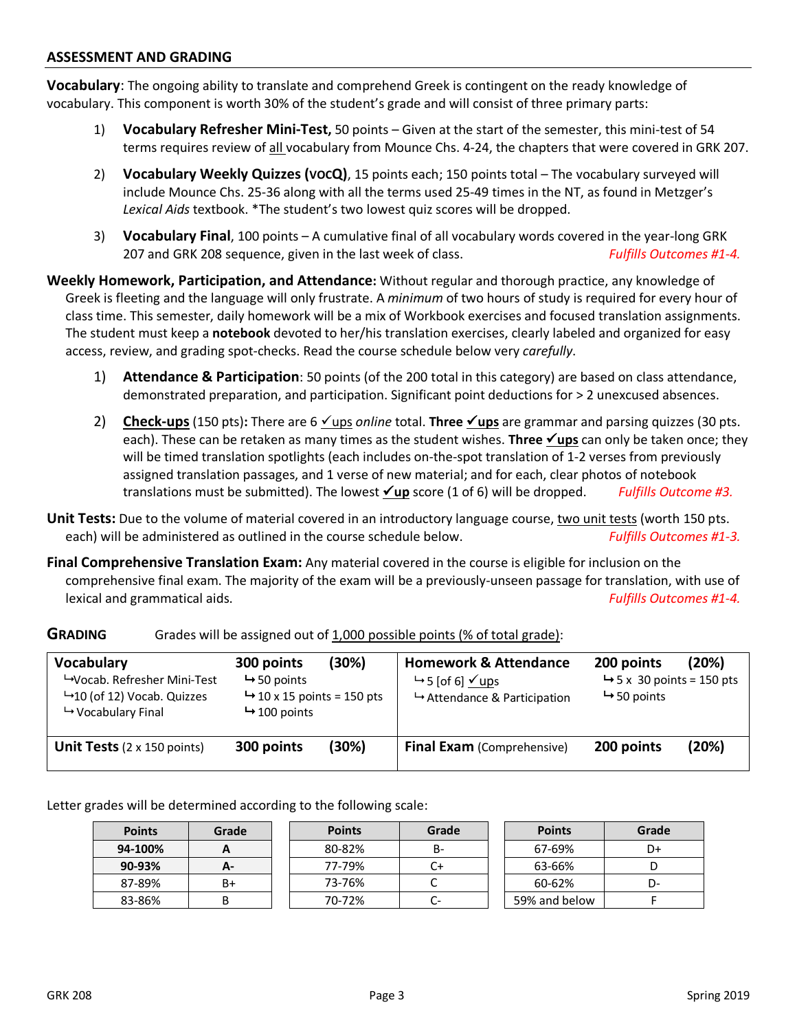## ASSESSMENT AND GRADING

**Vocabulary**: The ongoing ability to translate and comprehend Greek is contingent on the ready knowledge of vocabulary. This component is worth 30% of the student's grade and will consist of three primary parts:

1) **Vocabulary Refresher Mini-Test,** 50 points – Given at the start of the semester, this mini-test of 54 terms requires review of all vocabulary from Mounce Chs. 4-24, the chapters that were covered in GRK 207.

2) **Vocabulary Weekly Quizzes (VOCQ)**, 15 points each; 150 points total – The vocabulary surveyed will include Mounce Chs. 25-36 along with all the terms used 25-49 times in the NT, as found in Metzger's *Lexical Aids* textbook. *The student's two lowest quiz scores will be dropped.

3) **Vocabulary Final**, 100 points – A cumulative final of all vocabulary words covered in the year-long GRK 207 and GRK 208 sequence, given in the last week of class. *Fulfills Outcomes #1-4.*

**Weekly Homework, Participation, and Attendance:** Without regular and thorough practice, any knowledge of Greek is fleeting and the language will only frustrate. A *minimum* of two hours of study is required for every hour of class time. This semester, daily homework will be a mix of Workbook exercises and focused translation assignments. The student must keep a **notebook** devoted to her/his translation exercises, clearly labeled and organized for easy access, review, and grading spot-checks. Read the course schedule below very *carefully*.

1) **Attendance & Participation**: 50 points (of the 200 total in this category) are based on class attendance, demonstrated preparation, and participation. Significant point deductions for > 2 unexcused absences.

2) **Check-ups** (150 pts)**:** There are 6 ✓ups *online* total. **Three ✓ups** are grammar and parsing quizzes (30 pts. each). These can be retaken as many times as the student wishes. **Three ✓ups** can only be taken once; they will be timed translation spotlights (each includes on-the-spot translation of 1-2 verses from previously assigned translation passages, and 1 verse of new material; and for each, clear photos of notebook translations must be submitted). The lowest **✓up** score (1 of 6) will be dropped. *Fulfills Outcome #3.*

**Unit Tests:** Due to the volume of material covered in an introductory language course, two unit tests (worth 150 pts. each) will be administered as outlined in the course schedule below. *Fulfills Outcomes #1-3.*

**Final Comprehensive Translation Exam:** Any material covered in the course is eligible for inclusion on the comprehensive final exam. The majority of the exam will be a previously-unseen passage for translation, with use of lexical and grammatical aids. *Fulfills Outcomes #1-4.*

**GRADING** Grades will be assigned out of 1,000 possible points (% of total grade):

| | | | | | |
|---|---|---|---|---|---|
| **Vocabulary**<br>↳Vocab. Refresher Mini-Test<br>↳10 (of 12) Vocab. Quizzes<br>↳Vocabulary Final | **300 points**<br>↳50 points<br>↳10 x 15 points = 150 pts<br>↳100 points | **(30%)** | **Homework & Attendance**<br>↳5 [of 6] ✓ups<br>↳Attendance & Participation | **200 points**<br>↳5 x 30 points = 150 pts<br>↳50 points | **(20%)** |
| **Unit Tests** (2 x 150 points) | **300 points** | **(30%)** | **Final Exam** (Comprehensive) | **200 points** | **(20%)** |

Letter grades will be determined according to the following scale:

| Points | Grade |
|---|---|
| **94-100%** | **A** |
| **90-93%** | **A-** |
| 87-89% | B+ |
| 83-86% | B |

| Points | Grade |
|---|---|
| 80-82% | B- |
| 77-79% | C+ |
| 73-76% | C |
| 70-72% | C- |

| Points | Grade |
|---|---|
| 67-69% | D+ |
| 63-66% | D |
| 60-62% | D- |
| 59% and below | F |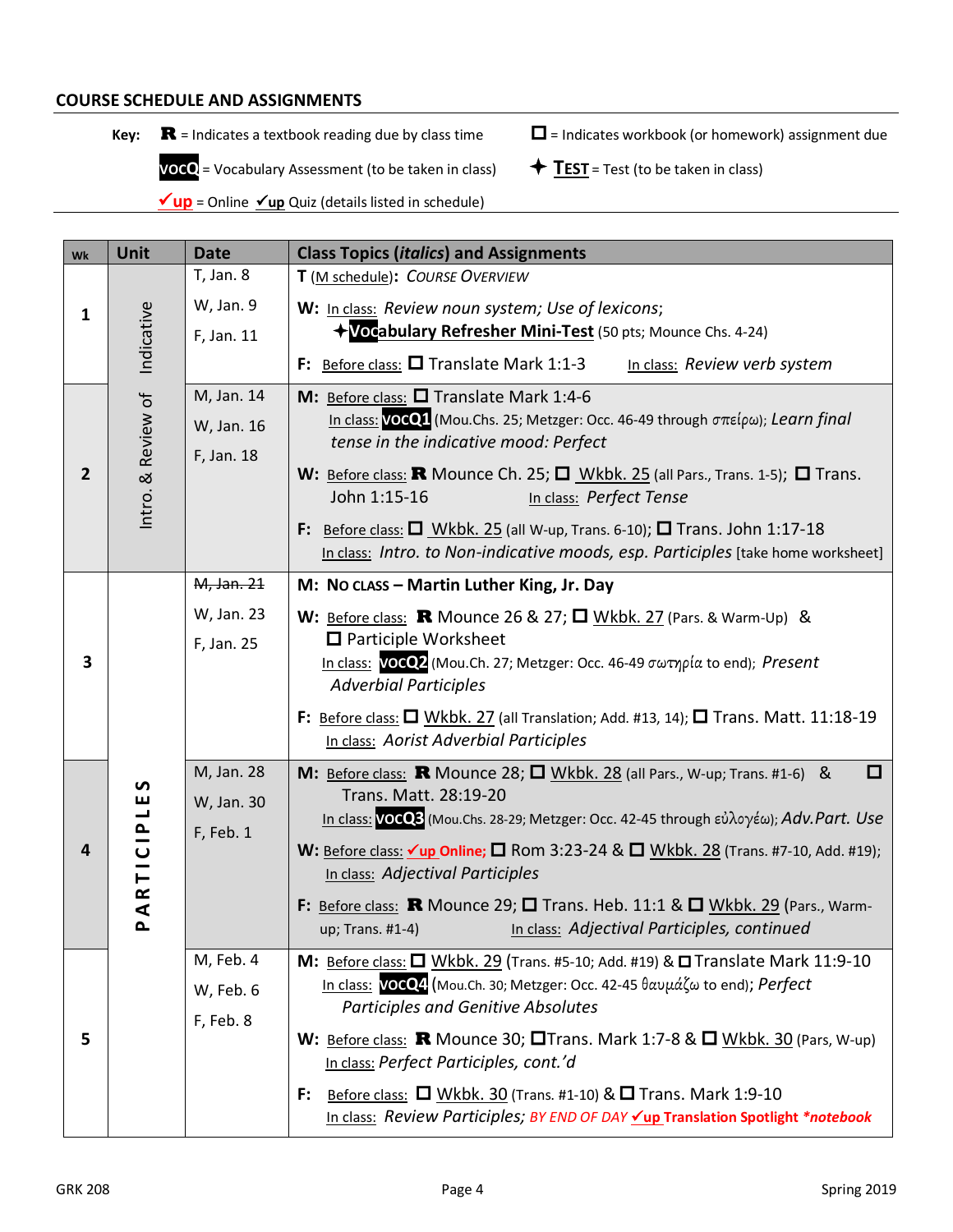## COURSE SCHEDULE AND ASSIGNMENTS

**Key:**

- **R** = Indicates a textbook reading due by class time
- ☐ = Indicates workbook (or homework) assignment due
- **VOCQ** = Vocabulary Assessment (to be taken in class)
- ✦ **TEST** = Test (to be taken in class)
- ✓**up** = Online ✓**up** Quiz (details listed in schedule)

| Wk | Unit | Date | Class Topics (*italics*) and Assignments |
|---|---|---|---|
| 1 | Intro. & Review of Indicative | T, Jan. 8<br>W, Jan. 9<br>F, Jan. 11 | **T** (M schedule)**:** *COURSE OVERVIEW*<br>**W:** In class: *Review noun system; Use of lexicons;* ✦**Vocabulary Refresher Mini-Test** (50 pts; Mounce Chs. 4-24)<br>**F:** Before class: ☐ Translate Mark 1:1-3 In class: *Review verb system* |
| 2 | Intro. & Review of Indicative | M, Jan. 14<br>W, Jan. 16<br>F, Jan. 18 | **M:** Before class: ☐ Translate Mark 1:4-6 In class: **VOCQ1** (Mou.Chs. 25; Metzger: Occ. 46-49 through σπείρω); *Learn final tense in the indicative mood: Perfect*<br>**W:** Before class: **R** Mounce Ch. 25; ☐ Wkbk. 25 (all Pars., Trans. 1-5); ☐ Trans. John 1:15-16 In class: *Perfect Tense*<br>**F:** Before class: ☐ Wkbk. 25 (all W-up, Trans. 6-10); ☐ Trans. John 1:17-18 In class: *Intro. to Non-indicative moods, esp. Participles* [take home worksheet] |
| 3 | PARTICIPLES | ~~M, Jan. 21~~<br>W, Jan. 23<br>F, Jan. 25 | **M: NO CLASS – Martin Luther King, Jr. Day**<br>**W:** Before class: **R** Mounce 26 & 27; ☐ Wkbk. 27 (Pars. & Warm-Up) & ☐ Participle Worksheet In class: **VOCQ2** (Mou.Ch. 27; Metzger: Occ. 46-49 σωτηρία to end); *Present Adverbial Participles*<br>**F:** Before class: ☐ Wkbk. 27 (all Translation; Add. #13, 14); ☐ Trans. Matt. 11:18-19 In class: *Aorist Adverbial Participles* |
| 4 | PARTICIPLES | M, Jan. 28<br>W, Jan. 30<br>F, Feb. 1 | **M:** Before class: **R** Mounce 28; ☐ Wkbk. 28 (all Pars., W-up; Trans. #1-6) & ☐ Trans. Matt. 28:19-20 In class: **VOCQ3** (Mou.Chs. 28-29; Metzger: Occ. 42-45 through εὐλογέω); *Adv.Part. Use*<br>**W:** Before class: ✓**up Online;** ☐ Rom 3:23-24 & ☐ Wkbk. 28 (Trans. #7-10, Add. #19); In class: *Adjectival Participles*<br>**F:** Before class: **R** Mounce 29; ☐ Trans. Heb. 11:1 & ☐ Wkbk. 29 (Pars., Warm-up; Trans. #1-4) In class: *Adjectival Participles, continued* |
| 5 | PARTICIPLES | M, Feb. 4<br>W, Feb. 6<br>F, Feb. 8 | **M:** Before class: ☐ Wkbk. 29 (Trans. #5-10; Add. #19) & ☐ Translate Mark 11:9-10 In class: **VOCQ4** (Mou.Ch. 30; Metzger: Occ. 42-45 θαυμάζω to end); *Perfect Participles and Genitive Absolutes*<br>**W:** Before class: **R** Mounce 30; ☐ Trans. Mark 1:7-8 & ☐ Wkbk. 30 (Pars, W-up) In class: *Perfect Participles, cont.'d*<br>**F:** Before class: ☐ Wkbk. 30 (Trans. #1-10) & ☐ Trans. Mark 1:9-10 In class: *Review Participles;* *BY END OF DAY* ✓**up Translation Spotlight** ***notebook** |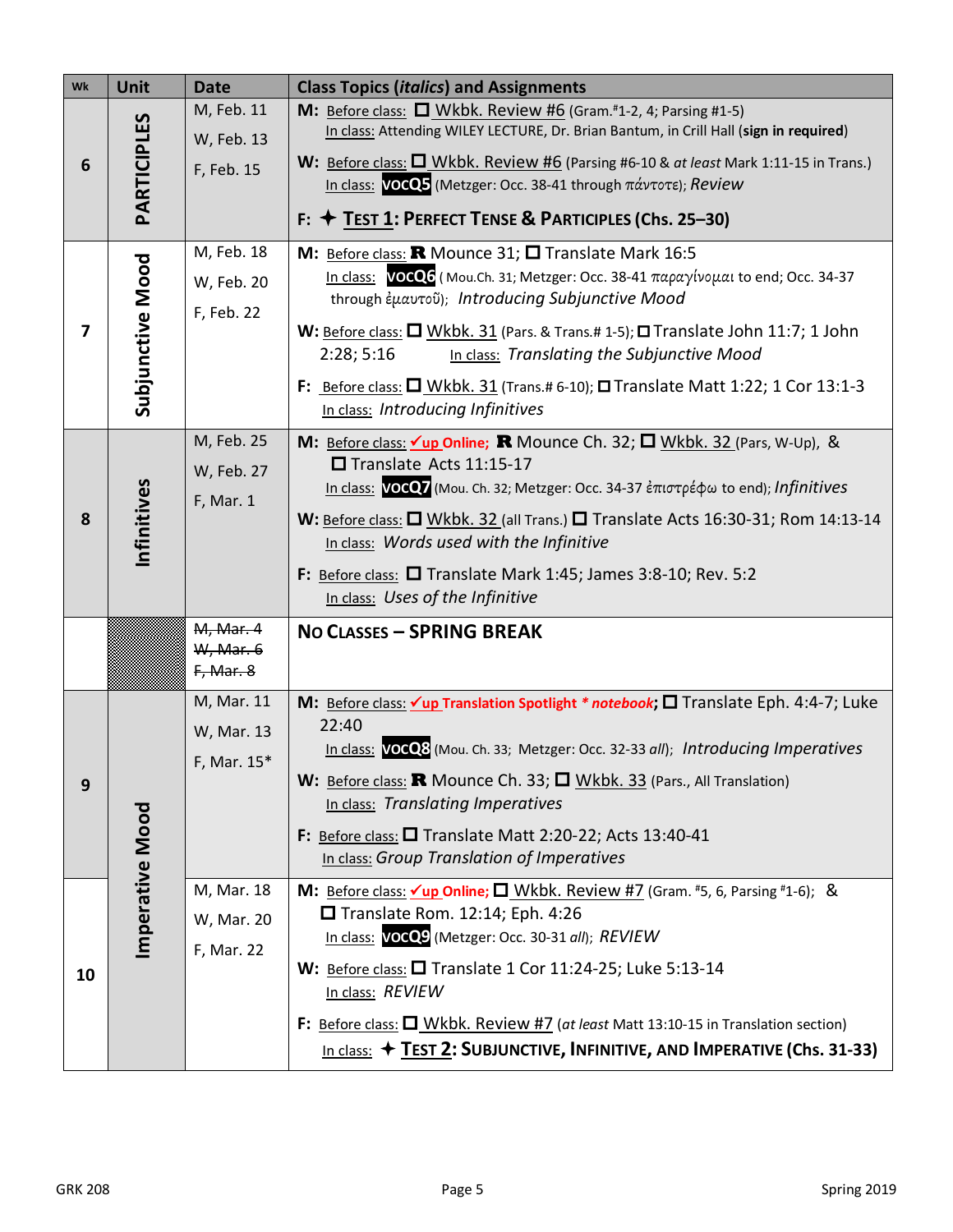| Wk | Unit | Date | Class Topics (*italics*) and Assignments |
|---|---|---|---|
| 6 | PARTICIPLES | M, Feb. 11<br>W, Feb. 13<br>F, Feb. 15 | **M:** Before class: ☐ Wkbk. Review #6 (Gram.#1-2, 4; Parsing #1-5)<br>In class: Attending WILEY LECTURE, Dr. Brian Bantum, in Crill Hall (**sign in required**)<br>**W:** Before class: ☐ Wkbk. Review #6 (Parsing #6-10 & *at least* Mark 1:11-15 in Trans.)<br>In class: **vocQ5** (Metzger: Occ. 38-41 through πάντοτε); *Review*<br>**F:** ✦ **TEST 1: PERFECT TENSE & PARTICIPLES (Chs. 25–30)** |
| 7 | Subjunctive Mood | M, Feb. 18<br>W, Feb. 20<br>F, Feb. 22 | **M:** Before class: **R** Mounce 31; ☐ Translate Mark 16:5<br>In class: **vocQ6** ( Mou.Ch. 31; Metzger: Occ. 38-41 παραγίνομαι to end; Occ. 34-37 through ἐμαυτοῦ); *Introducing Subjunctive Mood*<br>**W:** Before class: ☐ Wkbk. 31 (Pars. & Trans.# 1-5); ☐ Translate John 11:7; 1 John 2:28; 5:16 In class: *Translating the Subjunctive Mood*<br>**F:** Before class: ☐ Wkbk. 31 (Trans.# 6-10); ☐ Translate Matt 1:22; 1 Cor 13:1-3<br>In class: *Introducing Infinitives* |
| 8 | Infinitives | M, Feb. 25<br>W, Feb. 27<br>F, Mar. 1 | **M:** Before class: **✓up Online;** **R** Mounce Ch. 32; ☐ Wkbk. 32 (Pars, W-Up), & ☐ Translate Acts 11:15-17<br>In class: **vocQ7** (Mou. Ch. 32; Metzger: Occ. 34-37 ἐπιστρέφω to end); *Infinitives*<br>**W:** Before class: ☐ Wkbk. 32 (all Trans.) ☐ Translate Acts 16:30-31; Rom 14:13-14<br>In class: *Words used with the Infinitive*<br>**F:** Before class: ☐ Translate Mark 1:45; James 3:8-10; Rev. 5:2<br>In class: *Uses of the Infinitive* |
| | | ~~M, Mar. 4~~<br>~~W, Mar. 6~~<br>~~F, Mar. 8~~ | **NO CLASSES – SPRING BREAK** |
| 9 | Imperative Mood | M, Mar. 11<br>W, Mar. 13<br>F, Mar. 15* | **M:** Before class: **✓up Translation Spotlight** ***\* notebook***; ☐ Translate Eph. 4:4-7; Luke 22:40<br>In class: **vocQ8** (Mou. Ch. 33; Metzger: Occ. 32-33 *all*); *Introducing Imperatives*<br>**W:** Before class: **R** Mounce Ch. 33; ☐ Wkbk. 33 (Pars., All Translation)<br>In class: *Translating Imperatives*<br>**F:** Before class: ☐ Translate Matt 2:20-22; Acts 13:40-41<br>In class: *Group Translation of Imperatives* |
| 10 | Imperative Mood | M, Mar. 18<br>W, Mar. 20<br>F, Mar. 22 | **M:** Before class: **✓up Online;** ☐ Wkbk. Review #7 (Gram. #5, 6, Parsing #1-6); & ☐ Translate Rom. 12:14; Eph. 4:26<br>In class: **vocQ9** (Metzger: Occ. 30-31 *all*); *REVIEW*<br>**W:** Before class: ☐ Translate 1 Cor 11:24-25; Luke 5:13-14<br>In class: *REVIEW*<br>**F:** Before class: ☐ Wkbk. Review #7 (*at least* Matt 13:10-15 in Translation section)<br>In class: ✦ **TEST 2: SUBJUNCTIVE, INFINITIVE, AND IMPERATIVE (Chs. 31-33)** |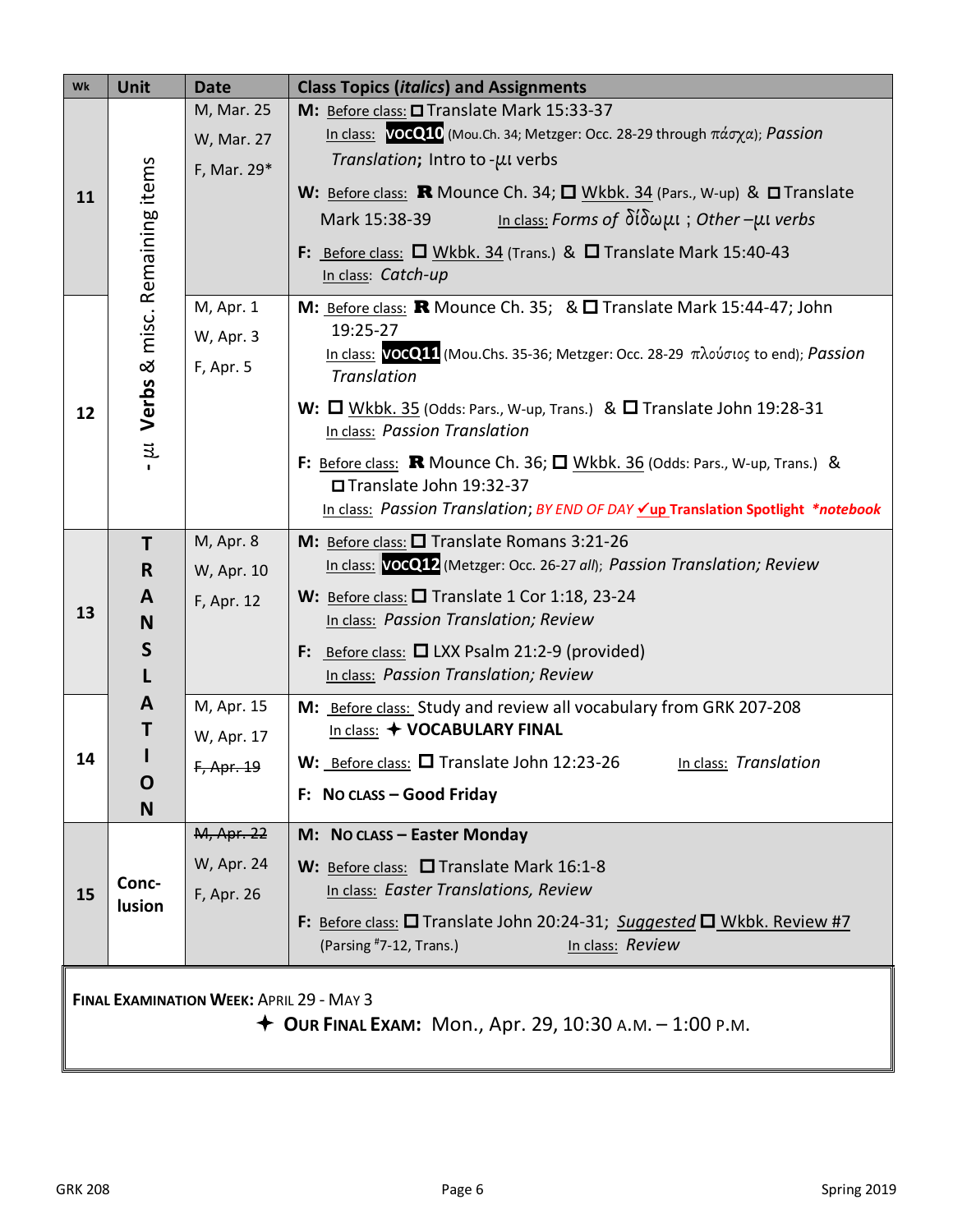| Wk | Unit | Date | Class Topics (*italics*) and Assignments |
|---|---|---|---|
| 11 | -μι Verbs & misc. Remaining items | M, Mar. 25<br>W, Mar. 27<br>F, Mar. 29* | **M:** Before class: ☐ Translate Mark 15:33-37<br>In class: **vocQ10** (Mou.Ch. 34; Metzger: Occ. 28-29 through πάσχα); *Passion Translation*; Intro to -μι verbs<br>**W:** Before class: **R** Mounce Ch. 34; ☐ Wkbk. 34 (Pars., W-up) & ☐ Translate Mark 15:38-39 In class: *Forms of* δίδωμι ; *Other –μι verbs*<br>**F:** Before class: ☐ Wkbk. 34 (Trans.) & ☐ Translate Mark 15:40-43<br>In class: *Catch-up* |
| 12 | | M, Apr. 1<br>W, Apr. 3<br>F, Apr. 5 | **M:** Before class: **R** Mounce Ch. 35; & ☐ Translate Mark 15:44-47; John 19:25-27<br>In class: **vocQ11** (Mou.Chs. 35-36; Metzger: Occ. 28-29 πλούσιος to end); *Passion Translation*<br>**W:** ☐ Wkbk. 35 (Odds: Pars., W-up, Trans.) & ☐ Translate John 19:28-31<br>In class: *Passion Translation*<br>**F:** Before class: **R** Mounce Ch. 36; ☐ Wkbk. 36 (Odds: Pars., W-up, Trans.) & ☐ Translate John 19:32-37<br>In class: *Passion Translation*; *BY END OF DAY* ✓**up Translation Spotlight** ***notebook** |
| 13 | TRANSLATION | M, Apr. 8<br>W, Apr. 10<br>F, Apr. 12 | **M:** Before class: ☐ Translate Romans 3:21-26<br>In class: **vocQ12** (Metzger: Occ. 26-27 *all*); *Passion Translation; Review*<br>**W:** Before class: ☐ Translate 1 Cor 1:18, 23-24<br>In class: *Passion Translation; Review*<br>**F:** Before class: ☐ LXX Psalm 21:2-9 (provided)<br>In class: *Passion Translation; Review* |
| 14 | | M, Apr. 15<br>W, Apr. 17<br>~~F, Apr. 19~~ | **M:** Before class: Study and review all vocabulary from GRK 207-208<br>In class: ✦ **VOCABULARY FINAL**<br>**W:** Before class: ☐ Translate John 12:23-26 In class: *Translation*<br>**F: NO CLASS – Good Friday** |
| 15 | Conc-lusion | ~~M, Apr. 22~~<br>W, Apr. 24<br>F, Apr. 26 | **M: NO CLASS – Easter Monday**<br>**W:** Before class: ☐ Translate Mark 16:1-8<br>In class: *Easter Translations, Review*<br>**F:** Before class: ☐ Translate John 20:24-31; *Suggested* ☐ Wkbk. Review #7 (Parsing #7-12, Trans.) In class: *Review* |

**FINAL EXAMINATION WEEK:** APRIL 29 - MAY 3

✦ **OUR FINAL EXAM:** Mon., Apr. 29, 10:30 A.M. – 1:00 P.M.